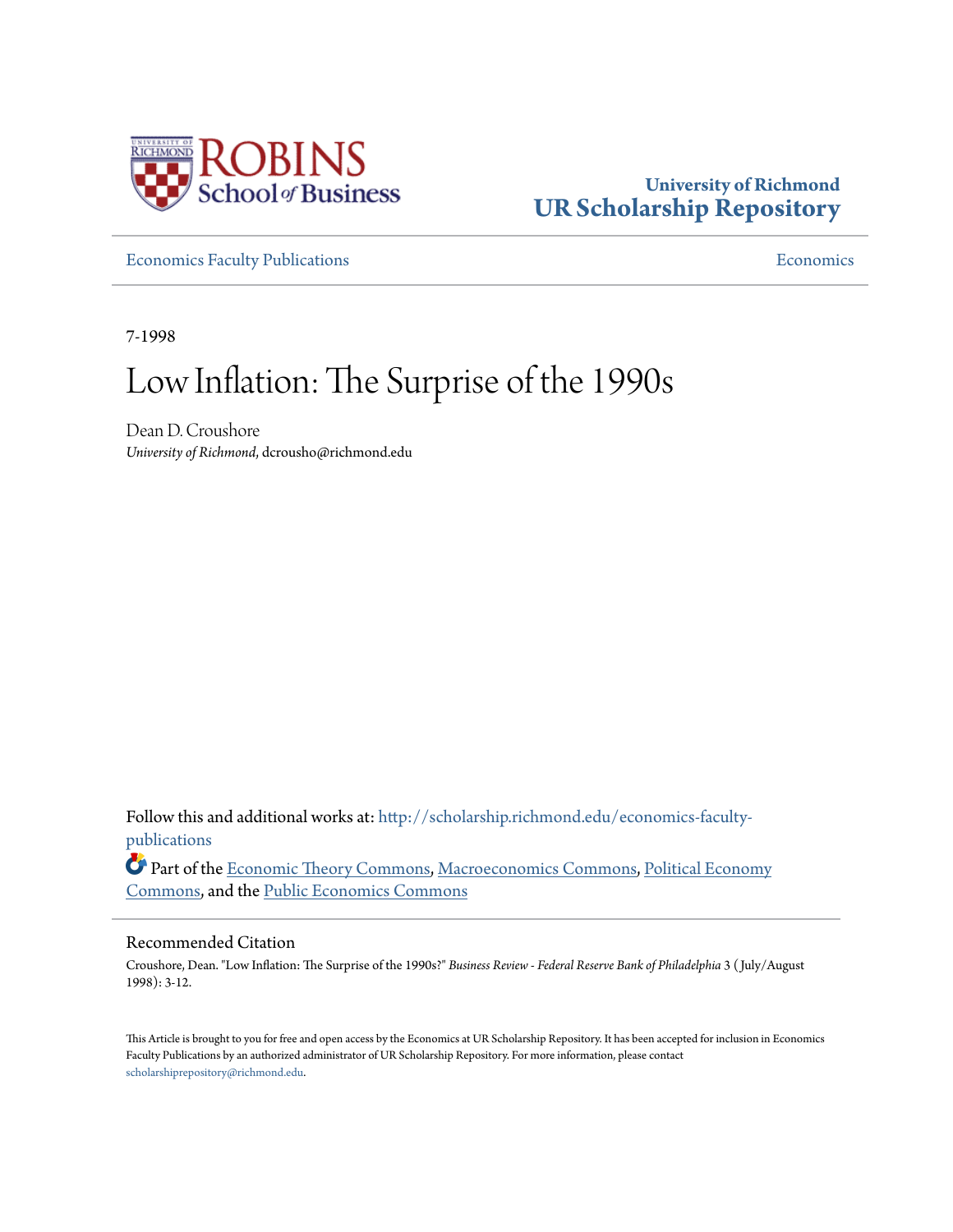ROBINS School of Business

University of Richmond
UR Scholarship Repository

Economics Faculty Publications | Economics

7-1998

# Low Inflation: The Surprise of the 1990s

Dean D. Croushore
*University of Richmond*, dcrousho@richmond.edu

Follow this and additional works at: http://scholarship.richmond.edu/economics-faculty-publications

Part of the Economic Theory Commons, Macroeconomics Commons, Political Economy Commons, and the Public Economics Commons

## Recommended Citation

Croushore, Dean. "Low Inflation: The Surprise of the 1990s?" *Business Review - Federal Reserve Bank of Philadelphia* 3 (July/August 1998): 3-12.

This Article is brought to you for free and open access by the Economics at UR Scholarship Repository. It has been accepted for inclusion in Economics Faculty Publications by an authorized administrator of UR Scholarship Repository. For more information, please contact scholarshiprepository@richmond.edu.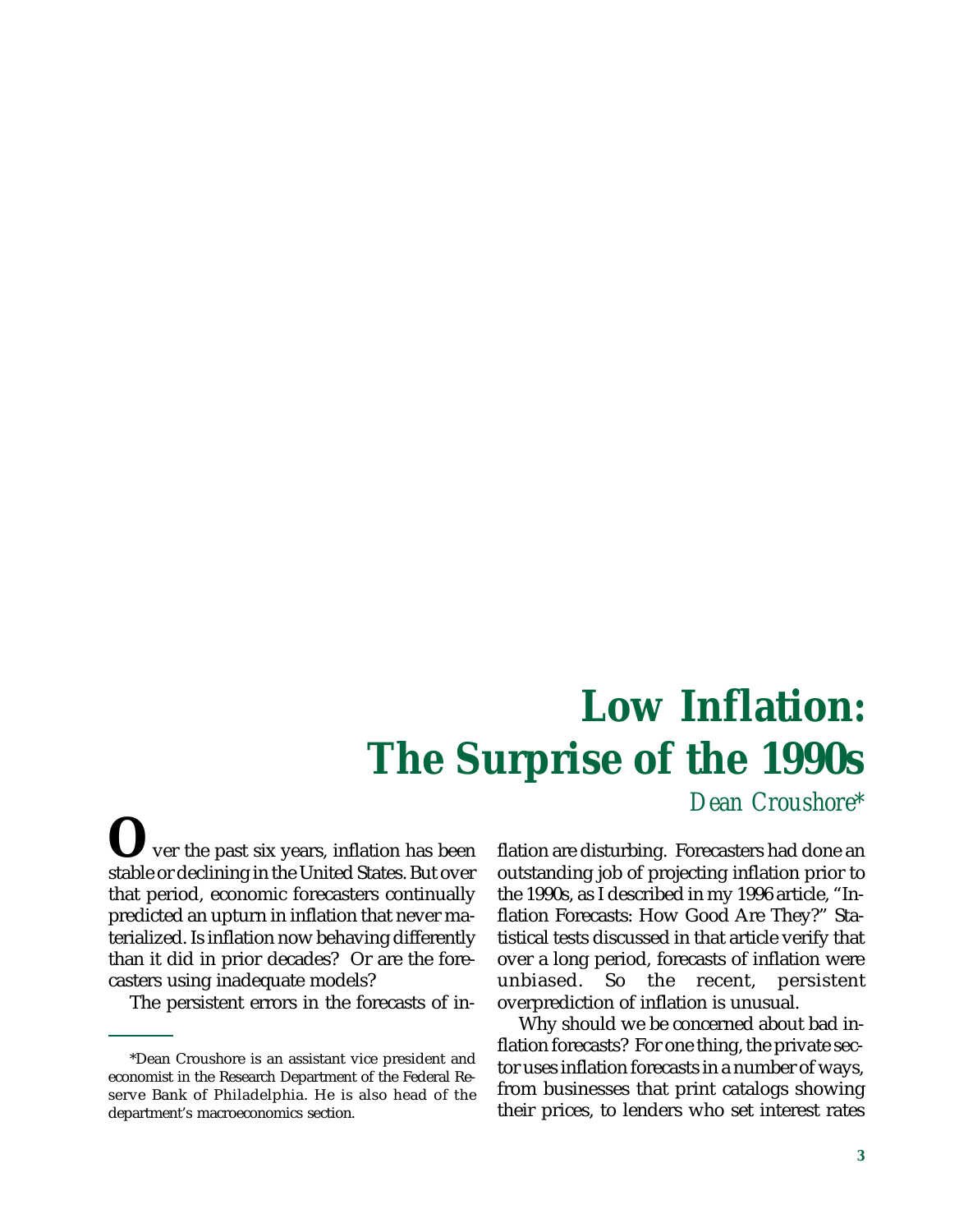# Low Inflation: The Surprise of the 1990s

*Dean Croushore\**

Over the past six years, inflation has been stable or declining in the United States. But over that period, economic forecasters continually predicted an upturn in inflation that never materialized. Is inflation now behaving differently than it did in prior decades? Or are the forecasters using inadequate models?

The persistent errors in the forecasts of inflation are disturbing. Forecasters had done an outstanding job of projecting inflation prior to the 1990s, as I described in my 1996 article, "Inflation Forecasts: How Good Are They?" Statistical tests discussed in that article verify that over a long period, forecasts of inflation were unbiased. So the recent, persistent overprediction of inflation is unusual.

Why should we be concerned about bad inflation forecasts? For one thing, the private sector uses inflation forecasts in a number of ways, from businesses that print catalogs showing their prices, to lenders who set interest rates

---

\*Dean Croushore is an assistant vice president and economist in the Research Department of the Federal Reserve Bank of Philadelphia. He is also head of the department's macroeconomics section.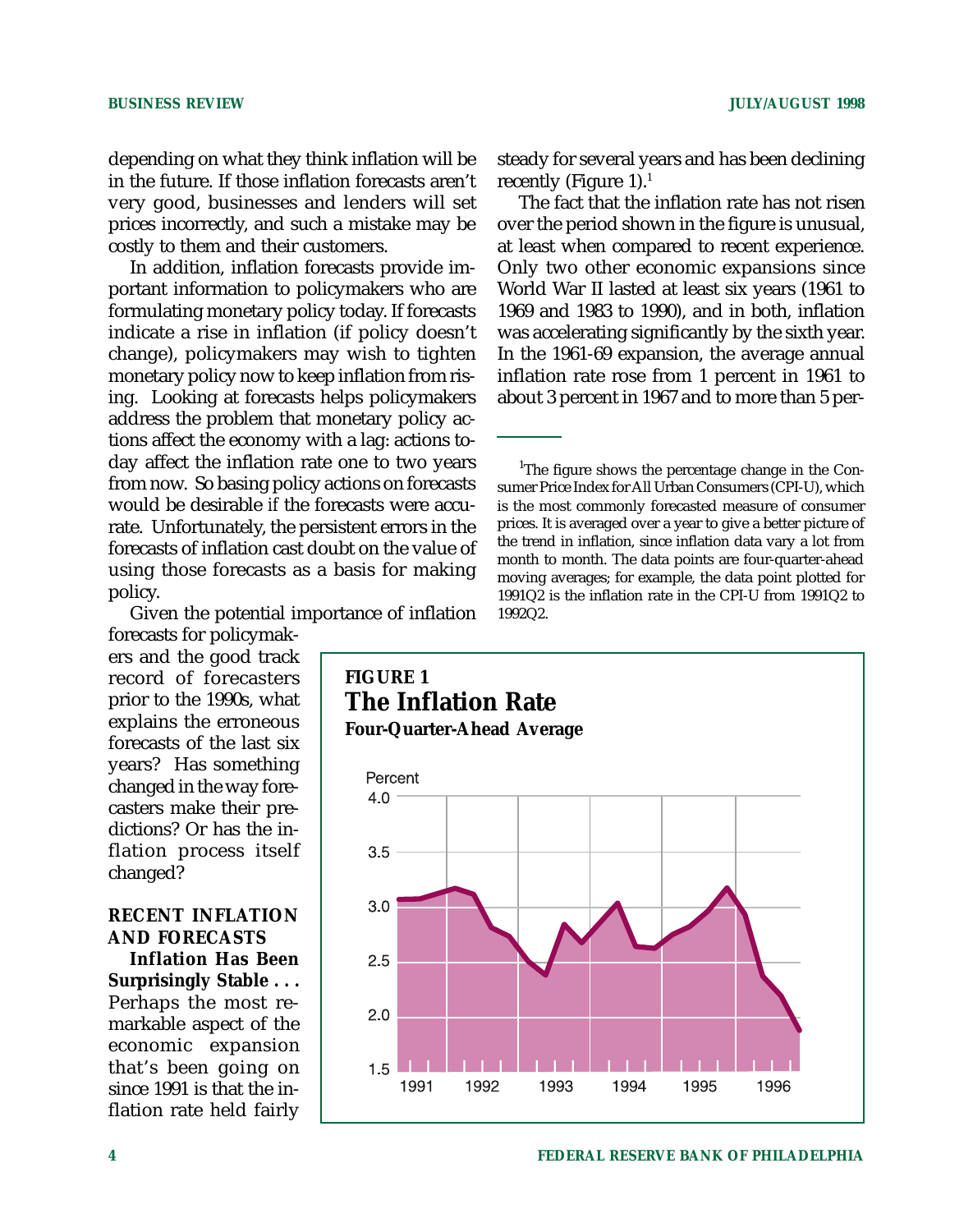depending on what they think inflation will be in the future. If those inflation forecasts aren't very good, businesses and lenders will set prices incorrectly, and such a mistake may be costly to them and their customers.

In addition, inflation forecasts provide important information to policymakers who are formulating monetary policy today. If forecasts indicate a rise in inflation (if policy doesn't change), policymakers may wish to tighten monetary policy now to keep inflation from rising. Looking at forecasts helps policymakers address the problem that monetary policy actions affect the economy with a lag: actions today affect the inflation rate one to two years from now. So basing policy actions on forecasts would be desirable if the forecasts were accurate. Unfortunately, the persistent errors in the forecasts of inflation cast doubt on the value of using those forecasts as a basis for making policy.

Given the potential importance of inflation forecasts for policymakers and the good track record of forecasters prior to the 1990s, what explains the erroneous forecasts of the last six years? Has something changed in the way forecasters make their predictions? Or has the inflation process itself changed?

## RECENT INFLATION AND FORECASTS

**Inflation Has Been Surprisingly Stable . . .** Perhaps the most remarkable aspect of the economic expansion that's been going on since 1991 is that the inflation rate held fairly steady for several years and has been declining recently (Figure 1).[1]

The fact that the inflation rate has not risen over the period shown in the figure is unusual, at least when compared to recent experience. Only two other economic expansions since World War II lasted at least six years (1961 to 1969 and 1983 to 1990), and in both, inflation was accelerating significantly by the sixth year. In the 1961-69 expansion, the average annual inflation rate rose from 1 percent in 1961 to about 3 percent in 1967 and to more than 5 per-

**FIGURE 1**
**The Inflation Rate**
**Four-Quarter-Ahead Average**

---

[1]The figure shows the percentage change in the Consumer Price Index for All Urban Consumers (CPI-U), which is the most commonly forecasted measure of consumer prices. It is averaged over a year to give a better picture of the trend in inflation, since inflation data vary a lot from month to month. The data points are four-quarter-ahead moving averages; for example, the data point plotted for 1991Q2 is the inflation rate in the CPI-U from 1991Q2 to 1992Q2.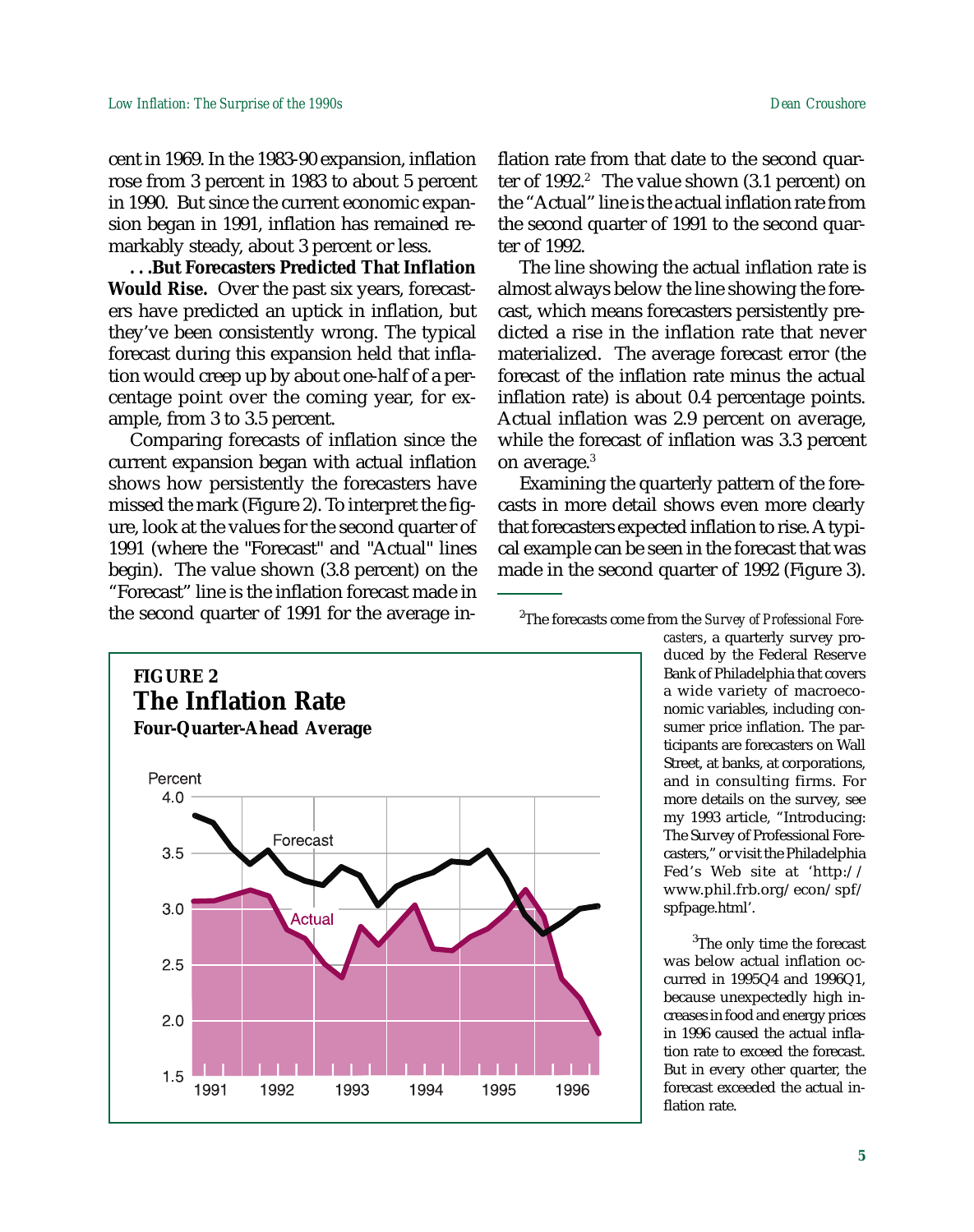cent in 1969. In the 1983-90 expansion, inflation rose from 3 percent in 1983 to about 5 percent in 1990. But since the current economic expansion began in 1991, inflation has remained remarkably steady, about 3 percent or less.

**. . .But Forecasters Predicted That Inflation Would Rise.** Over the past six years, forecasters have predicted an uptick in inflation, but they've been consistently wrong. The typical forecast during this expansion held that inflation would creep up by about one-half of a percentage point over the coming year, for example, from 3 to 3.5 percent.

Comparing forecasts of inflation since the current expansion began with actual inflation shows how persistently the forecasters have missed the mark (Figure 2). To interpret the figure, look at the values for the second quarter of 1991 (where the "Forecast" and "Actual" lines begin). The value shown (3.8 percent) on the "Forecast" line is the inflation forecast made in the second quarter of 1991 for the average inflation rate from that date to the second quarter of 1992.[2] The value shown (3.1 percent) on the "Actual" line is the actual inflation rate from the second quarter of 1991 to the second quarter of 1992.

The line showing the actual inflation rate is almost always below the line showing the forecast, which means forecasters persistently predicted a rise in the inflation rate that never materialized. The average forecast error (the forecast of the inflation rate minus the actual inflation rate) is about 0.4 percentage points. Actual inflation was 2.9 percent on average, while the forecast of inflation was 3.3 percent on average.[3]

Examining the quarterly pattern of the forecasts in more detail shows even more clearly that forecasters expected inflation to rise. A typical example can be seen in the forecast that was made in the second quarter of 1992 (Figure 3).

**FIGURE 2**
**The Inflation Rate**
**Four-Quarter-Ahead Average**

---

[2]The forecasts come from the *Survey of Professional Forecasters*, a quarterly survey produced by the Federal Reserve Bank of Philadelphia that covers a wide variety of macroeconomic variables, including consumer price inflation. The participants are forecasters on Wall Street, at banks, at corporations, and in consulting firms. For more details on the survey, see my 1993 article, "Introducing: The Survey of Professional Forecasters," or visit the Philadelphia Fed's Web site at 'http://www.phil.frb.org/econ/spf/spfpage.html'.

[3]The only time the forecast was below actual inflation occurred in 1995Q4 and 1996Q1, because unexpectedly high increases in food and energy prices in 1996 caused the actual inflation rate to exceed the forecast. But in every other quarter, the forecast exceeded the actual inflation rate.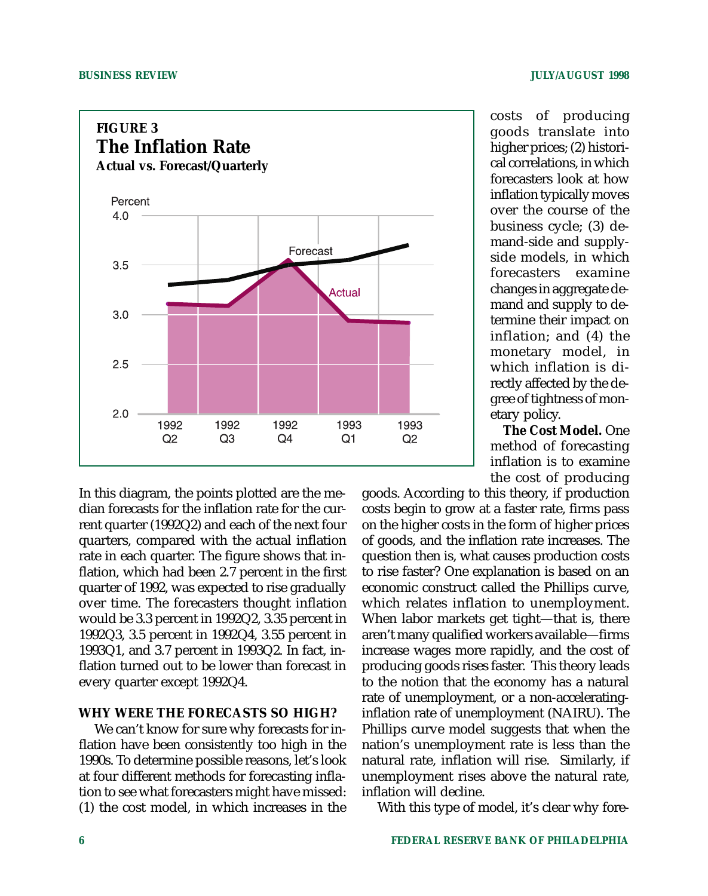**FIGURE 3**

**The Inflation Rate**

**Actual vs. Forecast/Quarterly**

In this diagram, the points plotted are the median forecasts for the inflation rate for the current quarter (1992Q2) and each of the next four quarters, compared with the actual inflation rate in each quarter. The figure shows that inflation, which had been 2.7 percent in the first quarter of 1992, was expected to rise gradually over time. The forecasters thought inflation would be 3.3 percent in 1992Q2, 3.35 percent in 1992Q3, 3.5 percent in 1992Q4, 3.55 percent in 1993Q1, and 3.7 percent in 1993Q2. In fact, inflation turned out to be lower than forecast in every quarter except 1992Q4.

### WHY WERE THE FORECASTS SO HIGH?

We can't know for sure why forecasts for inflation have been consistently too high in the 1990s. To determine possible reasons, let's look at four different methods for forecasting inflation to see what forecasters might have missed: (1) the cost model, in which increases in the costs of producing goods translate into higher prices; (2) historical correlations, in which forecasters look at how inflation typically moves over the course of the business cycle; (3) demand-side and supply-side models, in which forecasters examine changes in aggregate demand and supply to determine their impact on inflation; and (4) the monetary model, in which inflation is directly affected by the degree of tightness of monetary policy.

**The Cost Model.** One method of forecasting inflation is to examine the cost of producing goods. According to this theory, if production costs begin to grow at a faster rate, firms pass on the higher costs in the form of higher prices of goods, and the inflation rate increases. The question then is, what causes production costs to rise faster? One explanation is based on an economic construct called the Phillips curve, which relates inflation to unemployment. When labor markets get tight—that is, there aren't many qualified workers available—firms increase wages more rapidly, and the cost of producing goods rises faster. This theory leads to the notion that the economy has a natural rate of unemployment, or a non-accelerating-inflation rate of unemployment (NAIRU). The Phillips curve model suggests that when the nation's unemployment rate is less than the natural rate, inflation will rise. Similarly, if unemployment rises above the natural rate, inflation will decline.

With this type of model, it's clear why fore-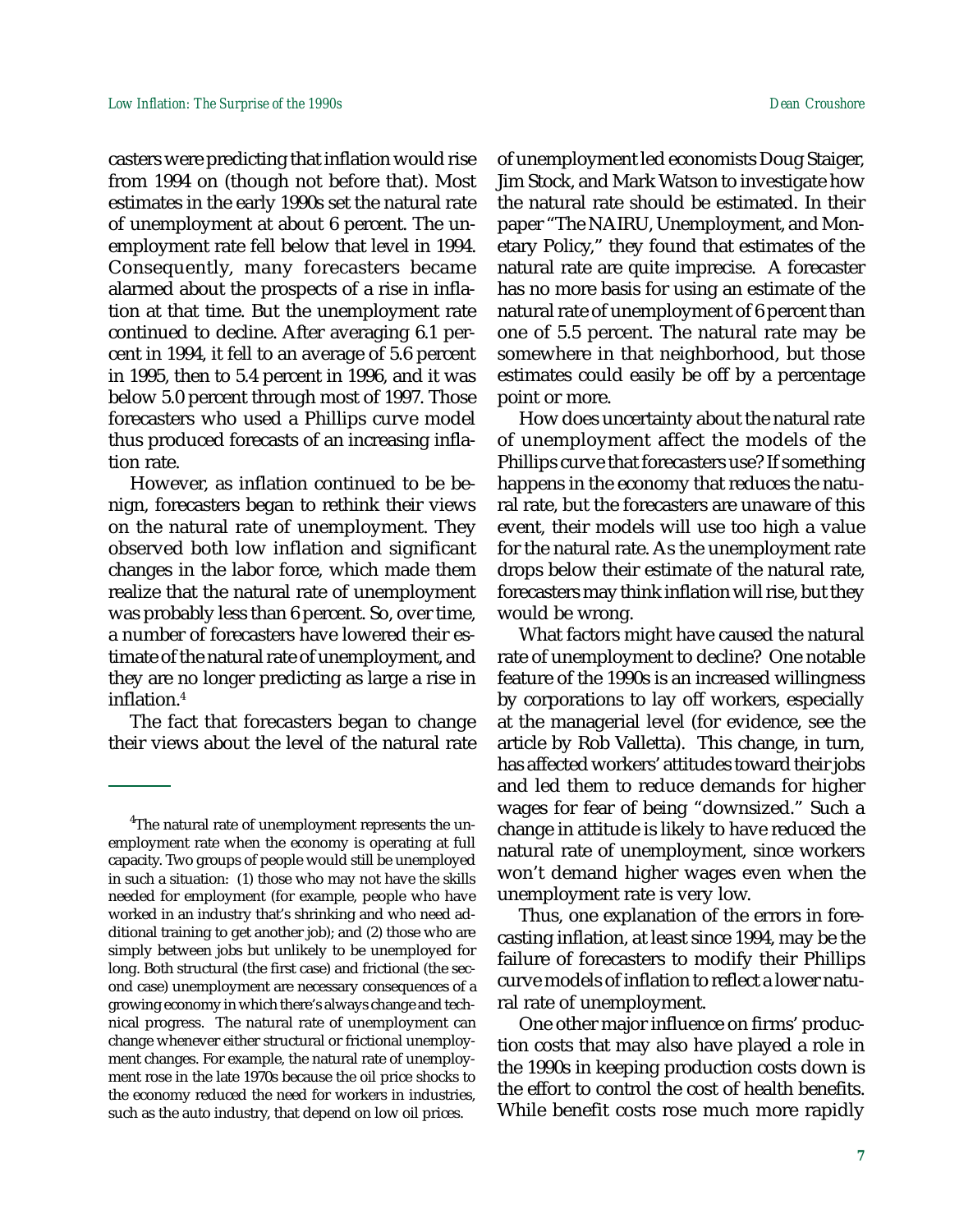casters were predicting that inflation would rise from 1994 on (though not before that). Most estimates in the early 1990s set the natural rate of unemployment at about 6 percent. The unemployment rate fell below that level in 1994. Consequently, many forecasters became alarmed about the prospects of a rise in inflation at that time. But the unemployment rate continued to decline. After averaging 6.1 percent in 1994, it fell to an average of 5.6 percent in 1995, then to 5.4 percent in 1996, and it was below 5.0 percent through most of 1997. Those forecasters who used a Phillips curve model thus produced forecasts of an increasing inflation rate.

However, as inflation continued to be benign, forecasters began to rethink their views on the natural rate of unemployment. They observed both low inflation and significant changes in the labor force, which made them realize that the natural rate of unemployment was probably less than 6 percent. So, over time, a number of forecasters have lowered their estimate of the natural rate of unemployment, and they are no longer predicting as large a rise in inflation.[4]

The fact that forecasters began to change their views about the level of the natural rate of unemployment led economists Doug Staiger, Jim Stock, and Mark Watson to investigate how the natural rate should be estimated. In their paper "The NAIRU, Unemployment, and Monetary Policy," they found that estimates of the natural rate are quite imprecise. A forecaster has no more basis for using an estimate of the natural rate of unemployment of 6 percent than one of 5.5 percent. The natural rate may be somewhere in that neighborhood, but those estimates could easily be off by a percentage point or more.

How does uncertainty about the natural rate of unemployment affect the models of the Phillips curve that forecasters use? If something happens in the economy that reduces the natural rate, but the forecasters are unaware of this event, their models will use too high a value for the natural rate. As the unemployment rate drops below their estimate of the natural rate, forecasters may think inflation will rise, but they would be wrong.

What factors might have caused the natural rate of unemployment to decline? One notable feature of the 1990s is an increased willingness by corporations to lay off workers, especially at the managerial level (for evidence, see the article by Rob Valletta). This change, in turn, has affected workers' attitudes toward their jobs and led them to reduce demands for higher wages for fear of being "downsized." Such a change in attitude is likely to have reduced the natural rate of unemployment, since workers won't demand higher wages even when the unemployment rate is very low.

Thus, one explanation of the errors in forecasting inflation, at least since 1994, may be the failure of forecasters to modify their Phillips curve models of inflation to reflect a lower natural rate of unemployment.

One other major influence on firms' production costs that may also have played a role in the 1990s in keeping production costs down is the effort to control the cost of health benefits. While benefit costs rose much more rapidly

---

[4]The natural rate of unemployment represents the unemployment rate when the economy is operating at full capacity. Two groups of people would still be unemployed in such a situation: (1) those who may not have the skills needed for employment (for example, people who have worked in an industry that's shrinking and who need additional training to get another job); and (2) those who are simply between jobs but unlikely to be unemployed for long. Both structural (the first case) and frictional (the second case) unemployment are necessary consequences of a growing economy in which there's always change and technical progress. The natural rate of unemployment can change whenever either structural or frictional unemployment changes. For example, the natural rate of unemployment rose in the late 1970s because the oil price shocks to the economy reduced the need for workers in industries, such as the auto industry, that depend on low oil prices.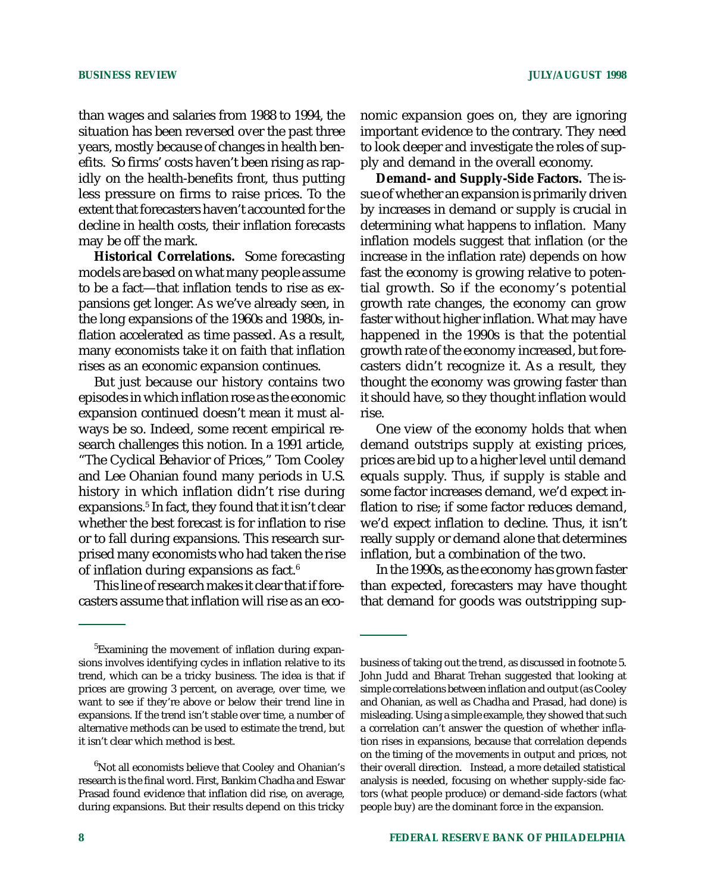than wages and salaries from 1988 to 1994, the situation has been reversed over the past three years, mostly because of changes in health benefits. So firms' costs haven't been rising as rapidly on the health-benefits front, thus putting less pressure on firms to raise prices. To the extent that forecasters haven't accounted for the decline in health costs, their inflation forecasts may be off the mark.

**Historical Correlations.** Some forecasting models are based on what many people assume to be a fact—that inflation tends to rise as expansions get longer. As we've already seen, in the long expansions of the 1960s and 1980s, inflation accelerated as time passed. As a result, many economists take it on faith that inflation rises as an economic expansion continues.

But just because our history contains two episodes in which inflation rose as the economic expansion continued doesn't mean it must always be so. Indeed, some recent empirical research challenges this notion. In a 1991 article, "The Cyclical Behavior of Prices," Tom Cooley and Lee Ohanian found many periods in U.S. history in which inflation didn't rise during expansions.[5] In fact, they found that it isn't clear whether the best forecast is for inflation to rise or to fall during expansions. This research surprised many economists who had taken the rise of inflation during expansions as fact.[6]

This line of research makes it clear that if forecasters assume that inflation will rise as an economic expansion goes on, they are ignoring important evidence to the contrary. They need to look deeper and investigate the roles of supply and demand in the overall economy.

**Demand- and Supply-Side Factors.** The issue of whether an expansion is primarily driven by increases in demand or supply is crucial in determining what happens to inflation. Many inflation models suggest that inflation (or the increase in the inflation rate) depends on how fast the economy is growing relative to potential growth. So if the economy's potential growth rate changes, the economy can grow faster without higher inflation. What may have happened in the 1990s is that the potential growth rate of the economy increased, but forecasters didn't recognize it. As a result, they thought the economy was growing faster than it should have, so they thought inflation would rise.

One view of the economy holds that when demand outstrips supply at existing prices, prices are bid up to a higher level until demand equals supply. Thus, if supply is stable and some factor increases demand, we'd expect inflation to rise; if some factor reduces demand, we'd expect inflation to decline. Thus, it isn't really supply or demand alone that determines inflation, but a combination of the two.

In the 1990s, as the economy has grown faster than expected, forecasters may have thought that demand for goods was outstripping sup-

---

[5]Examining the movement of inflation during expansions involves identifying cycles in inflation relative to its trend, which can be a tricky business. The idea is that if prices are growing 3 percent, on average, over time, we want to see if they're above or below their trend line in expansions. If the trend isn't stable over time, a number of alternative methods can be used to estimate the trend, but it isn't clear which method is best.

[6]Not all economists believe that Cooley and Ohanian's research is the final word. First, Bankim Chadha and Eswar Prasad found evidence that inflation did rise, on average, during expansions. But their results depend on this tricky business of taking out the trend, as discussed in footnote 5. John Judd and Bharat Trehan suggested that looking at simple correlations between inflation and output (as Cooley and Ohanian, as well as Chadha and Prasad, had done) is misleading. Using a simple example, they showed that such a correlation can't answer the question of whether inflation rises in expansions, because that correlation depends on the timing of the movements in output and prices, not their overall direction. Instead, a more detailed statistical analysis is needed, focusing on whether supply-side factors (what people produce) or demand-side factors (what people buy) are the dominant force in the expansion.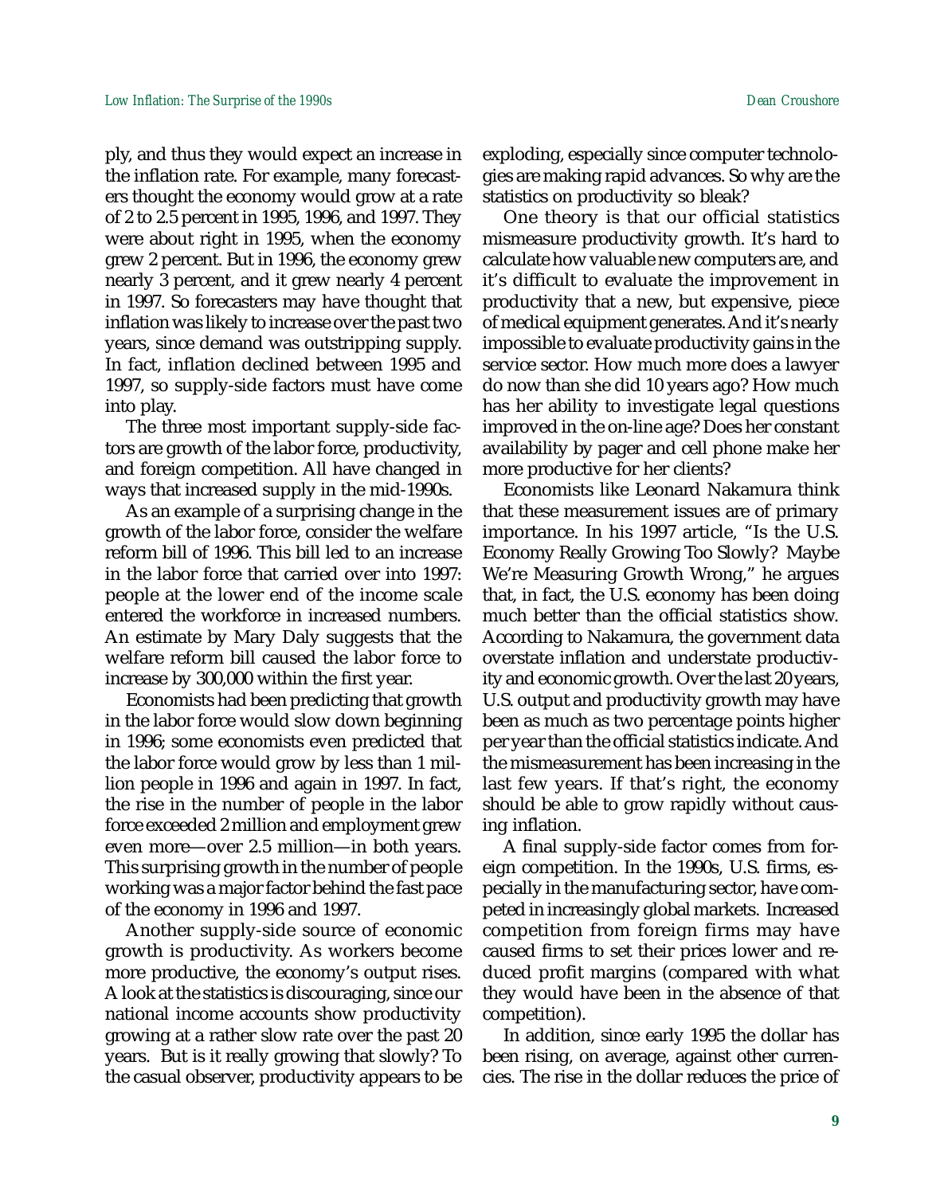ply, and thus they would expect an increase in the inflation rate. For example, many forecasters thought the economy would grow at a rate of 2 to 2.5 percent in 1995, 1996, and 1997. They were about right in 1995, when the economy grew 2 percent. But in 1996, the economy grew nearly 3 percent, and it grew nearly 4 percent in 1997. So forecasters may have thought that inflation was likely to increase over the past two years, since demand was outstripping supply. In fact, inflation declined between 1995 and 1997, so supply-side factors must have come into play.

The three most important supply-side factors are growth of the labor force, productivity, and foreign competition. All have changed in ways that increased supply in the mid-1990s.

As an example of a surprising change in the growth of the labor force, consider the welfare reform bill of 1996. This bill led to an increase in the labor force that carried over into 1997: people at the lower end of the income scale entered the workforce in increased numbers. An estimate by Mary Daly suggests that the welfare reform bill caused the labor force to increase by 300,000 within the first year.

Economists had been predicting that growth in the labor force would slow down beginning in 1996; some economists even predicted that the labor force would grow by less than 1 million people in 1996 and again in 1997. In fact, the rise in the number of people in the labor force exceeded 2 million and employment grew even more—over 2.5 million—in both years. This surprising growth in the number of people working was a major factor behind the fast pace of the economy in 1996 and 1997.

Another supply-side source of economic growth is productivity. As workers become more productive, the economy's output rises. A look at the statistics is discouraging, since our national income accounts show productivity growing at a rather slow rate over the past 20 years. But is it really growing that slowly? To the casual observer, productivity appears to be exploding, especially since computer technologies are making rapid advances. So why are the statistics on productivity so bleak?

One theory is that our official statistics mismeasure productivity growth. It's hard to calculate how valuable new computers are, and it's difficult to evaluate the improvement in productivity that a new, but expensive, piece of medical equipment generates. And it's nearly impossible to evaluate productivity gains in the service sector. How much more does a lawyer do now than she did 10 years ago? How much has her ability to investigate legal questions improved in the on-line age? Does her constant availability by pager and cell phone make her more productive for her clients?

Economists like Leonard Nakamura think that these measurement issues are of primary importance. In his 1997 article, "Is the U.S. Economy Really Growing Too Slowly? Maybe We're Measuring Growth Wrong," he argues that, in fact, the U.S. economy has been doing much better than the official statistics show. According to Nakamura, the government data overstate inflation and understate productivity and economic growth. Over the last 20 years, U.S. output and productivity growth may have been as much as two percentage points higher per year than the official statistics indicate. And the mismeasurement has been increasing in the last few years. If that's right, the economy should be able to grow rapidly without causing inflation.

A final supply-side factor comes from foreign competition. In the 1990s, U.S. firms, especially in the manufacturing sector, have competed in increasingly global markets. Increased competition from foreign firms may have caused firms to set their prices lower and reduced profit margins (compared with what they would have been in the absence of that competition).

In addition, since early 1995 the dollar has been rising, on average, against other currencies. The rise in the dollar reduces the price of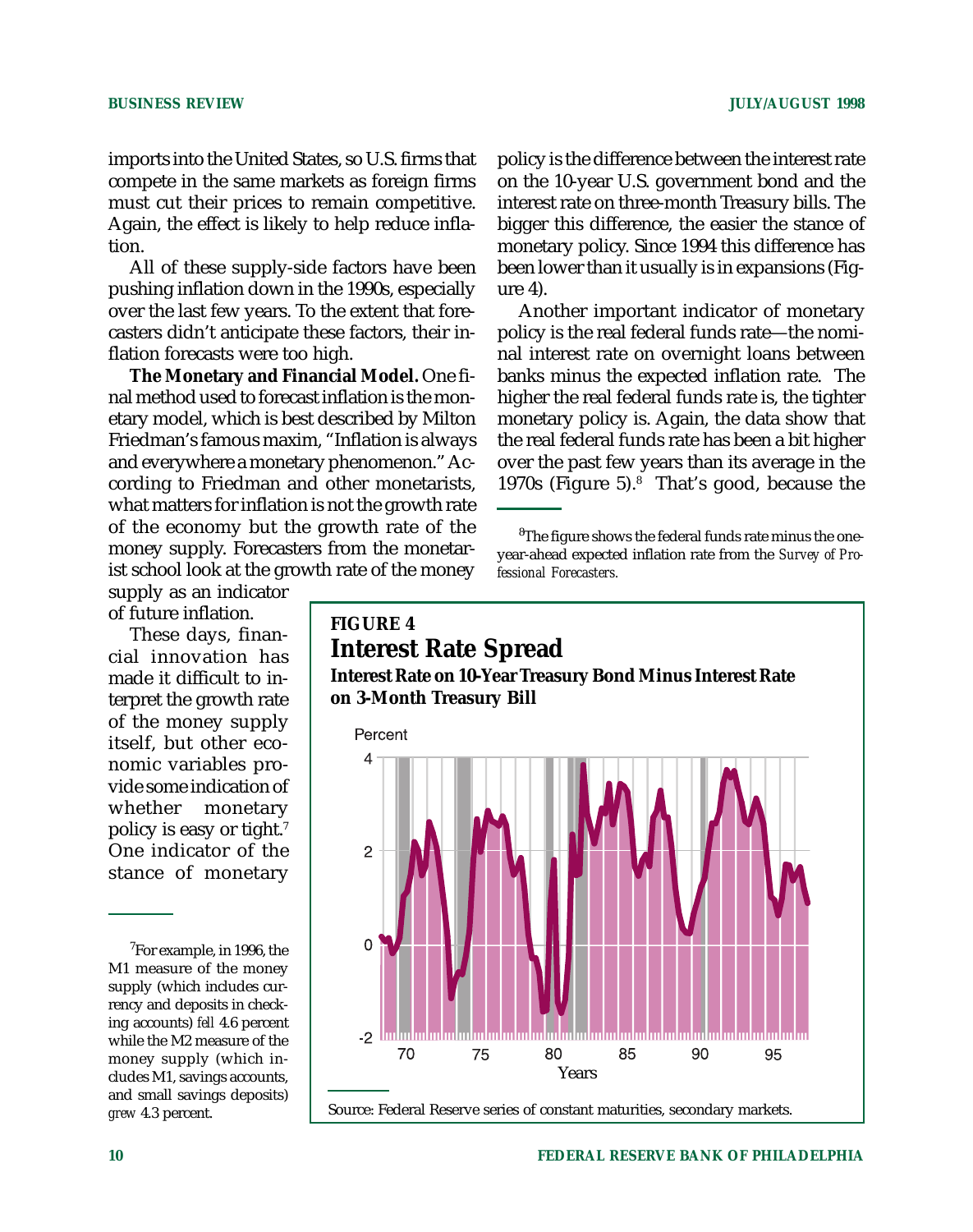imports into the United States, so U.S. firms that compete in the same markets as foreign firms must cut their prices to remain competitive. Again, the effect is likely to help reduce inflation.

All of these supply-side factors have been pushing inflation down in the 1990s, especially over the last few years. To the extent that forecasters didn't anticipate these factors, their inflation forecasts were too high.

**The Monetary and Financial Model.** One final method used to forecast inflation is the monetary model, which is best described by Milton Friedman's famous maxim, "Inflation is always and everywhere a monetary phenomenon." According to Friedman and other monetarists, what matters for inflation is not the growth rate of the economy but the growth rate of the money supply. Forecasters from the monetarist school look at the growth rate of the money supply as an indicator of future inflation.

These days, financial innovation has made it difficult to interpret the growth rate of the money supply itself, but other economic variables provide some indication of whether monetary policy is easy or tight.[7] One indicator of the stance of monetary policy is the difference between the interest rate on the 10-year U.S. government bond and the interest rate on three-month Treasury bills. The bigger this difference, the easier the stance of monetary policy. Since 1994 this difference has been lower than it usually is in expansions (Figure 4).

Another important indicator of monetary policy is the real federal funds rate—the nominal interest rate on overnight loans between banks minus the expected inflation rate. The higher the real federal funds rate is, the tighter monetary policy is. Again, the data show that the real federal funds rate has been a bit higher over the past few years than its average in the 1970s (Figure 5).[8] That's good, because the

[7]For example, in 1996, the M1 measure of the money supply (which includes currency and deposits in checking accounts) *fell* 4.6 percent while the M2 measure of the money supply (which includes M1, savings accounts, and small savings deposits) *grew* 4.3 percent.

[8]The figure shows the federal funds rate minus the one-year-ahead expected inflation rate from the *Survey of Professional Forecasters*.

**FIGURE 4**
**Interest Rate Spread**
**Interest Rate on 10-Year Treasury Bond Minus Interest Rate on 3-Month Treasury Bill**

Source: Federal Reserve series of constant maturities, secondary markets.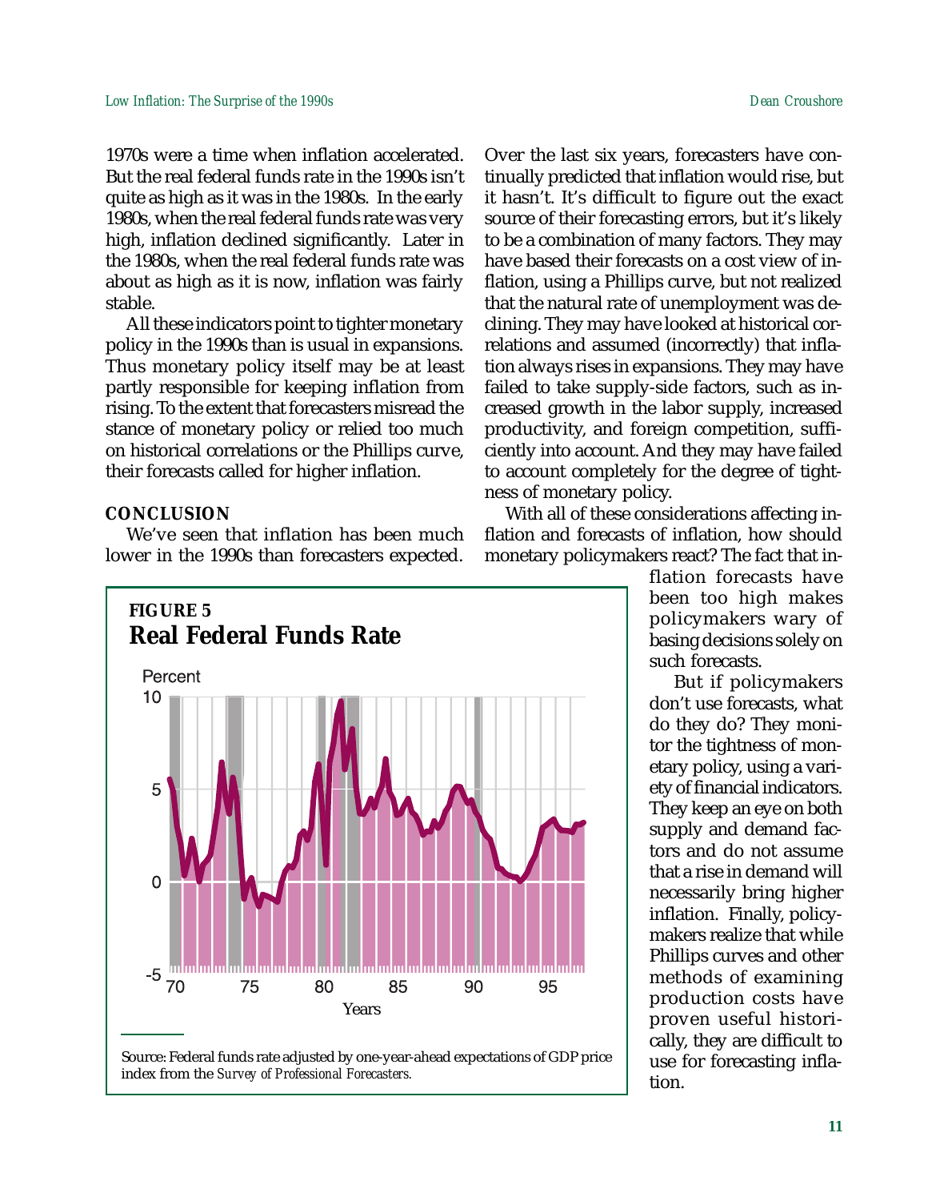1970s were a time when inflation accelerated. But the real federal funds rate in the 1990s isn't quite as high as it was in the 1980s. In the early 1980s, when the real federal funds rate was very high, inflation declined significantly. Later in the 1980s, when the real federal funds rate was about as high as it is now, inflation was fairly stable.

All these indicators point to tighter monetary policy in the 1990s than is usual in expansions. Thus monetary policy itself may be at least partly responsible for keeping inflation from rising. To the extent that forecasters misread the stance of monetary policy or relied too much on historical correlations or the Phillips curve, their forecasts called for higher inflation.

**CONCLUSION**

We've seen that inflation has been much lower in the 1990s than forecasters expected. Over the last six years, forecasters have continually predicted that inflation would rise, but it hasn't. It's difficult to figure out the exact source of their forecasting errors, but it's likely to be a combination of many factors. They may have based their forecasts on a cost view of inflation, using a Phillips curve, but not realized that the natural rate of unemployment was declining. They may have looked at historical correlations and assumed (incorrectly) that inflation always rises in expansions. They may have failed to take supply-side factors, such as increased growth in the labor supply, increased productivity, and foreign competition, sufficiently into account. And they may have failed to account completely for the degree of tightness of monetary policy.

With all of these considerations affecting inflation and forecasts of inflation, how should monetary policymakers react? The fact that inflation forecasts have been too high makes policymakers wary of basing decisions solely on such forecasts.

But if policymakers don't use forecasts, what do they do? They monitor the tightness of monetary policy, using a variety of financial indicators. They keep an eye on both supply and demand factors and do not assume that a rise in demand will necessarily bring higher inflation. Finally, policymakers realize that while Phillips curves and other methods of examining production costs have proven useful historically, they are difficult to use for forecasting inflation.

**FIGURE 5**
**Real Federal Funds Rate**

Source: Federal funds rate adjusted by one-year-ahead expectations of GDP price index from the *Survey of Professional Forecasters*.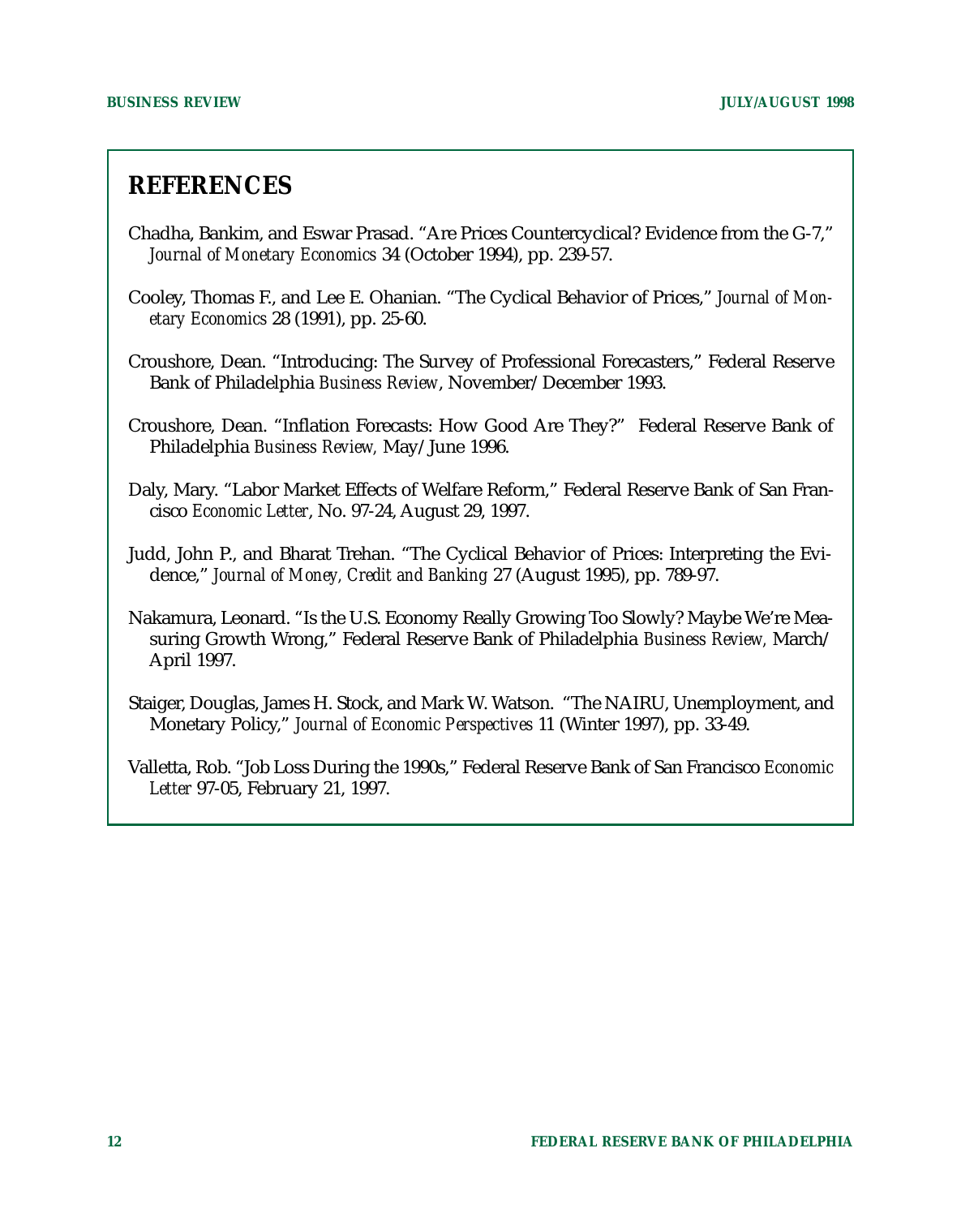## REFERENCES

Chadha, Bankim, and Eswar Prasad. "Are Prices Countercyclical? Evidence from the G-7," *Journal of Monetary Economics* 34 (October 1994), pp. 239-57.

Cooley, Thomas F., and Lee E. Ohanian. "The Cyclical Behavior of Prices," *Journal of Monetary Economics* 28 (1991), pp. 25-60.

Croushore, Dean. "Introducing: The Survey of Professional Forecasters," Federal Reserve Bank of Philadelphia *Business Review*, November/December 1993.

Croushore, Dean. "Inflation Forecasts: How Good Are They?" Federal Reserve Bank of Philadelphia *Business Review,* May/June 1996.

Daly, Mary. "Labor Market Effects of Welfare Reform," Federal Reserve Bank of San Francisco *Economic Letter*, No. 97-24, August 29, 1997.

Judd, John P., and Bharat Trehan. "The Cyclical Behavior of Prices: Interpreting the Evidence," *Journal of Money, Credit and Banking* 27 (August 1995), pp. 789-97.

Nakamura, Leonard. "Is the U.S. Economy Really Growing Too Slowly? Maybe We're Measuring Growth Wrong," Federal Reserve Bank of Philadelphia *Business Review,* March/April 1997.

Staiger, Douglas, James H. Stock, and Mark W. Watson. "The NAIRU, Unemployment, and Monetary Policy," *Journal of Economic Perspectives* 11 (Winter 1997), pp. 33-49.

Valletta, Rob. "Job Loss During the 1990s," Federal Reserve Bank of San Francisco *Economic Letter* 97-05, February 21, 1997.